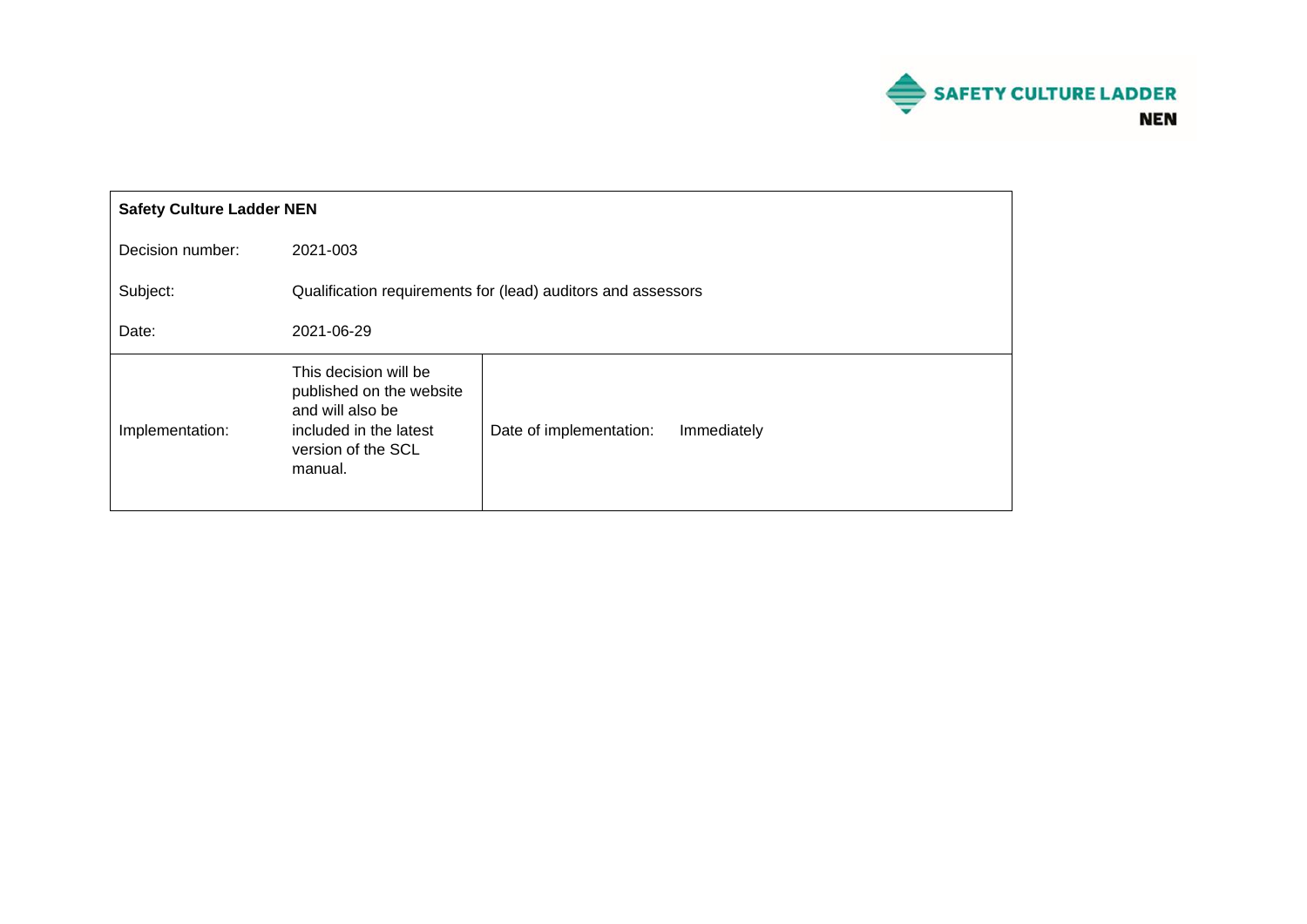SAFETY CULTURE LADDER
NEN

| **Safety Culture Ladder NEN** | | | |
|---|---|---|---|
| Decision number: | 2021-003 | | |
| Subject: | Qualification requirements for (lead) auditors and assessors | | |
| Date: | 2021-06-29 | | |
| Implementation: | This decision will be published on the website and will also be included in the latest version of the SCL manual. | Date of implementation: | Immediately |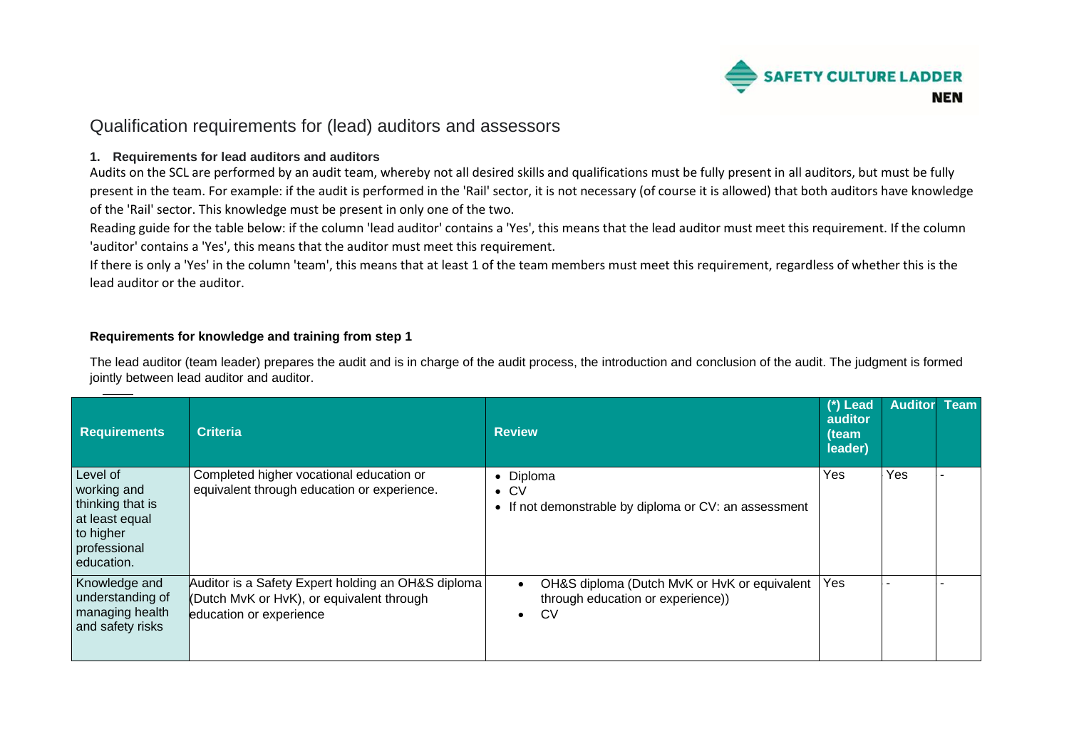# Qualification requirements for (lead) auditors and assessors

### 1. Requirements for lead auditors and auditors

Audits on the SCL are performed by an audit team, whereby not all desired skills and qualifications must be fully present in all auditors, but must be fully present in the team. For example: if the audit is performed in the 'Rail' sector, it is not necessary (of course it is allowed) that both auditors have knowledge of the 'Rail' sector. This knowledge must be present in only one of the two.

Reading guide for the table below: if the column 'lead auditor' contains a 'Yes', this means that the lead auditor must meet this requirement. If the column 'auditor' contains a 'Yes', this means that the auditor must meet this requirement.

If there is only a 'Yes' in the column 'team', this means that at least 1 of the team members must meet this requirement, regardless of whether this is the lead auditor or the auditor.

**Requirements for knowledge and training from step 1**

The lead auditor (team leader) prepares the audit and is in charge of the audit process, the introduction and conclusion of the audit. The judgment is formed jointly between lead auditor and auditor.

| Requirements | Criteria | Review | (*) Lead auditor (team leader) | Auditor | Team |
|---|---|---|---|---|---|
| Level of working and thinking that is at least equal to higher professional education. | Completed higher vocational education or equivalent through education or experience. | • Diploma<br>• CV<br>• If not demonstrable by diploma or CV: an assessment | Yes | Yes | - |
| Knowledge and understanding of managing health and safety risks | Auditor is a Safety Expert holding an OH&S diploma (Dutch MvK or HvK), or equivalent through education or experience | • OH&S diploma (Dutch MvK or HvK or equivalent through education or experience))<br>• CV | Yes | - | - |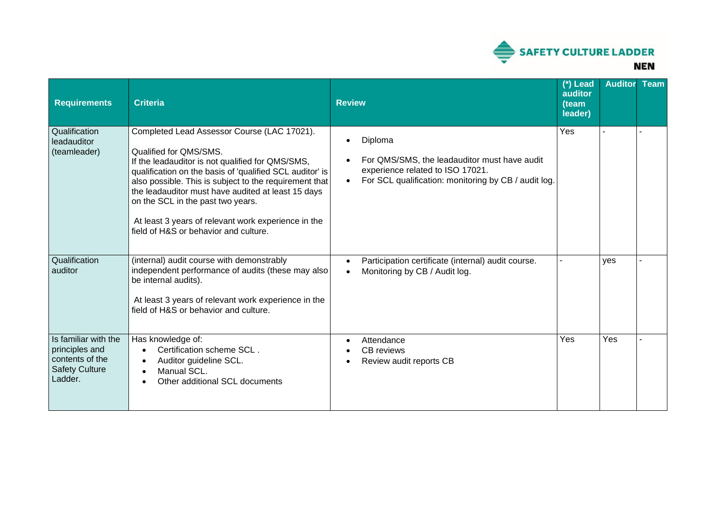| Requirements | Criteria | Review | (*) Lead auditor (team leader) | Auditor | Team |
|---|---|---|---|---|---|
| Qualification leadauditor (teamleader) | Completed Lead Assessor Course (LAC 17021).<br><br>Qualified for QMS/SMS.<br>If the leadauditor is not qualified for QMS/SMS, qualification on the basis of 'qualified SCL auditor' is also possible. This is subject to the requirement that the leadauditor must have audited at least 15 days on the SCL in the past two years.<br><br>At least 3 years of relevant work experience in the field of H&S or behavior and culture. | • Diploma<br>• For QMS/SMS, the leadauditor must have audit experience related to ISO 17021.<br>• For SCL qualification: monitoring by CB / audit log. | Yes | - | - |
| Qualification auditor | (internal) audit course with demonstrably independent performance of audits (these may also be internal audits).<br><br>At least 3 years of relevant work experience in the field of H&S or behavior and culture. | • Participation certificate (internal) audit course.<br>• Monitoring by CB / Audit log. | - | yes | - |
| Is familiar with the principles and contents of the Safety Culture Ladder. | Has knowledge of:<br>• Certification scheme SCL .<br>• Auditor guideline SCL.<br>• Manual SCL.<br>• Other additional SCL documents | • Attendance<br>• CB reviews<br>• Review audit reports CB | Yes | Yes | - |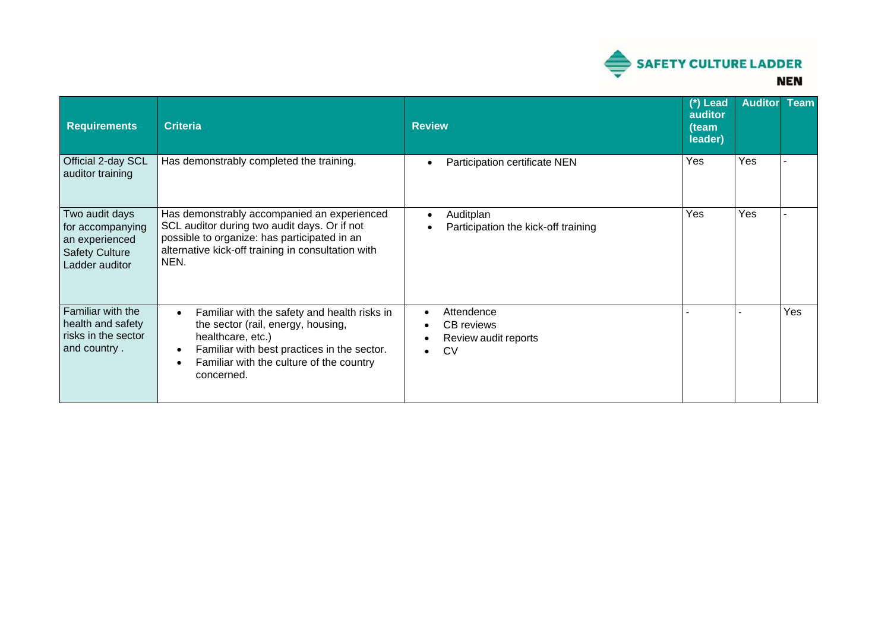| Requirements | Criteria | Review | (*) Lead auditor (team leader) | Auditor | Team |
|---|---|---|---|---|---|
| Official 2-day SCL auditor training | Has demonstrably completed the training. | • Participation certificate NEN | Yes | Yes | - |
| Two audit days for accompanying an experienced Safety Culture Ladder auditor | Has demonstrably accompanied an experienced SCL auditor during two audit days. Or if not possible to organize: has participated in an alternative kick-off training in consultation with NEN. | • Auditplan<br>• Participation the kick-off training | Yes | Yes | - |
| Familiar with the health and safety risks in the sector and country . | • Familiar with the safety and health risks in the sector (rail, energy, housing, healthcare, etc.)<br>• Familiar with best practices in the sector.<br>• Familiar with the culture of the country concerned. | • Attendence<br>• CB reviews<br>• Review audit reports<br>• CV | - | - | Yes |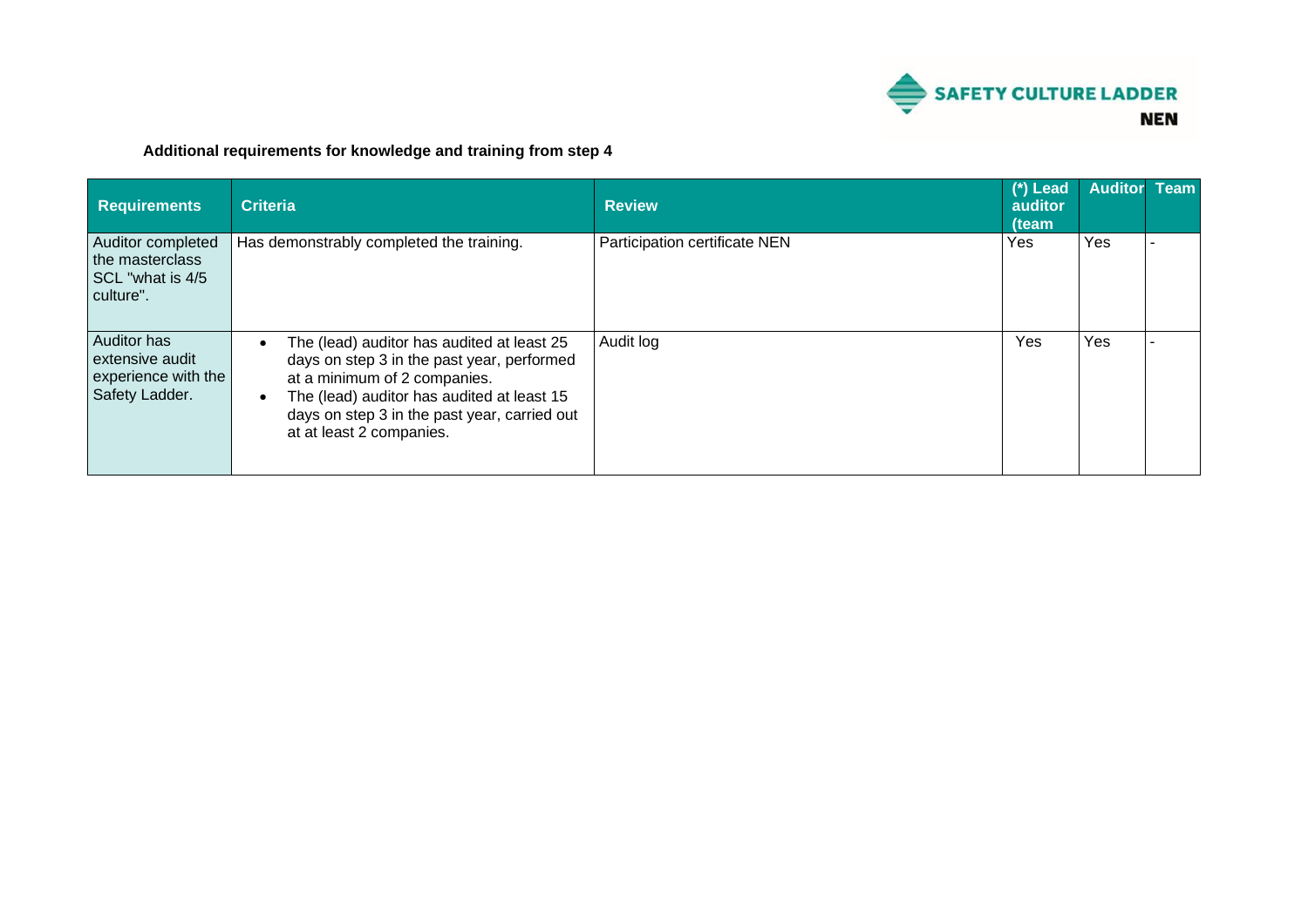**Additional requirements for knowledge and training from step 4**

| Requirements | Criteria | Review | (*) Lead auditor (team | Auditor | Team |
|---|---|---|---|---|---|
| Auditor completed the masterclass SCL "what is 4/5 culture". | Has demonstrably completed the training. | Participation certificate NEN | Yes | Yes | - |
| Auditor has extensive audit experience with the Safety Ladder. | • The (lead) auditor has audited at least 25 days on step 3 in the past year, performed at a minimum of 2 companies.<br>• The (lead) auditor has audited at least 15 days on step 3 in the past year, carried out at at least 2 companies. | Audit log | Yes | Yes | - |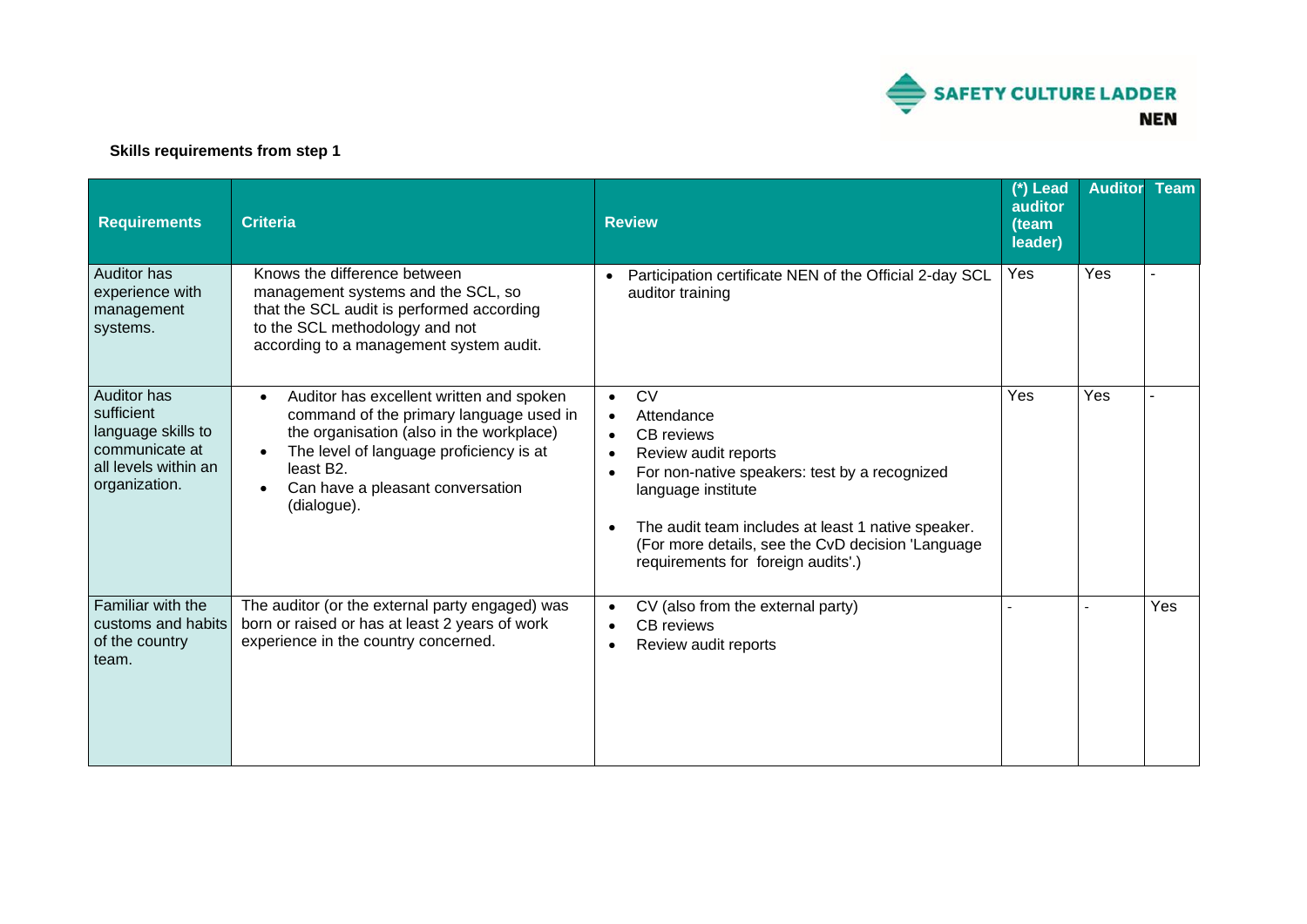**Skills requirements from step 1**

| Requirements | Criteria | Review | (*) Lead auditor (team leader) | Auditor | Team |
|---|---|---|---|---|---|
| Auditor has experience with management systems. | Knows the difference between management systems and the SCL, so that the SCL audit is performed according to the SCL methodology and not according to a management system audit. | • Participation certificate NEN of the Official 2-day SCL auditor training | Yes | Yes | - |
| Auditor has sufficient language skills to communicate at all levels within an organization. | • Auditor has excellent written and spoken command of the primary language used in the organisation (also in the workplace)<br>• The level of language proficiency is at least B2.<br>• Can have a pleasant conversation (dialogue). | • CV<br>• Attendance<br>• CB reviews<br>• Review audit reports<br>• For non-native speakers: test by a recognized language institute<br>• The audit team includes at least 1 native speaker. (For more details, see the CvD decision 'Language requirements for foreign audits'.) | Yes | Yes | - |
| Familiar with the customs and habits of the country team. | The auditor (or the external party engaged) was born or raised or has at least 2 years of work experience in the country concerned. | • CV (also from the external party)<br>• CB reviews<br>• Review audit reports | - | - | Yes |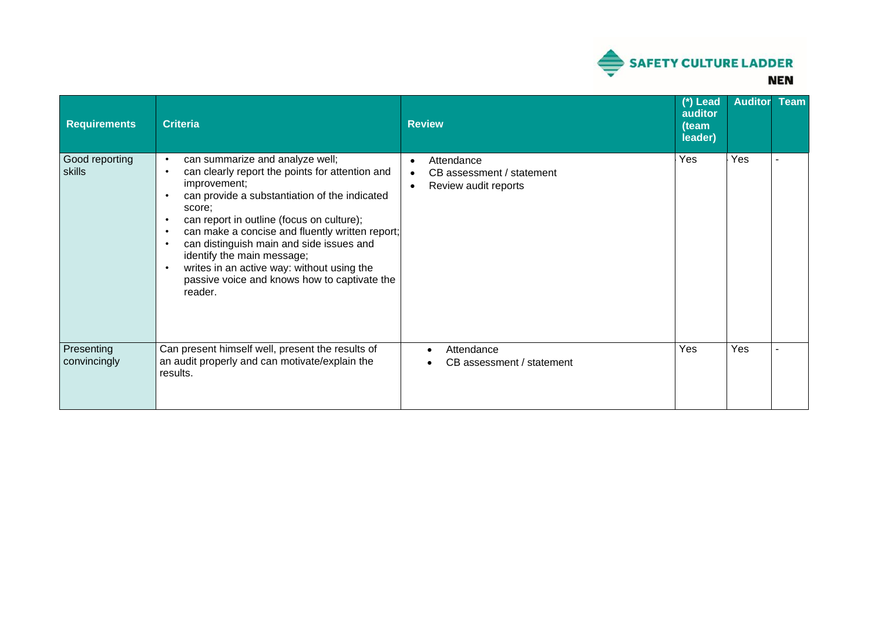| Requirements | Criteria | Review | (*) Lead auditor (team leader) | Auditor | Team |
|---|---|---|---|---|---|
| Good reporting skills | • can summarize and analyze well;<br>• can clearly report the points for attention and improvement;<br>• can provide a substantiation of the indicated score;<br>• can report in outline (focus on culture);<br>• can make a concise and fluently written report;<br>• can distinguish main and side issues and identify the main message;<br>• writes in an active way: without using the passive voice and knows how to captivate the reader. | • Attendance<br>• CB assessment / statement<br>• Review audit reports | Yes | Yes | - |
| Presenting convincingly | Can present himself well, present the results of an audit properly and can motivate/explain the results. | • Attendance<br>• CB assessment / statement | Yes | Yes | - |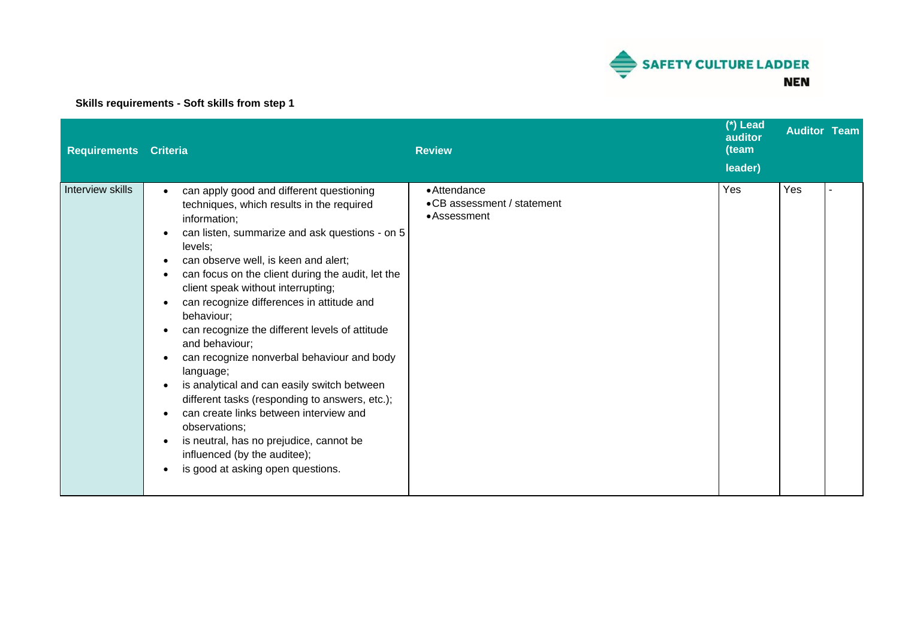**Skills requirements - Soft skills from step 1**

| Requirements | Criteria | Review | (*) Lead auditor (team leader) | Auditor | Team |
|---|---|---|---|---|---|
| Interview skills | • can apply good and different questioning techniques, which results in the required information;<br>• can listen, summarize and ask questions - on 5 levels;<br>• can observe well, is keen and alert;<br>• can focus on the client during the audit, let the client speak without interrupting;<br>• can recognize differences in attitude and behaviour;<br>• can recognize the different levels of attitude and behaviour;<br>• can recognize nonverbal behaviour and body language;<br>• is analytical and can easily switch between different tasks (responding to answers, etc.);<br>• can create links between interview and observations;<br>• is neutral, has no prejudice, cannot be influenced (by the auditee);<br>• is good at asking open questions. | • Attendance<br>• CB assessment / statement<br>• Assessment | Yes | Yes | - |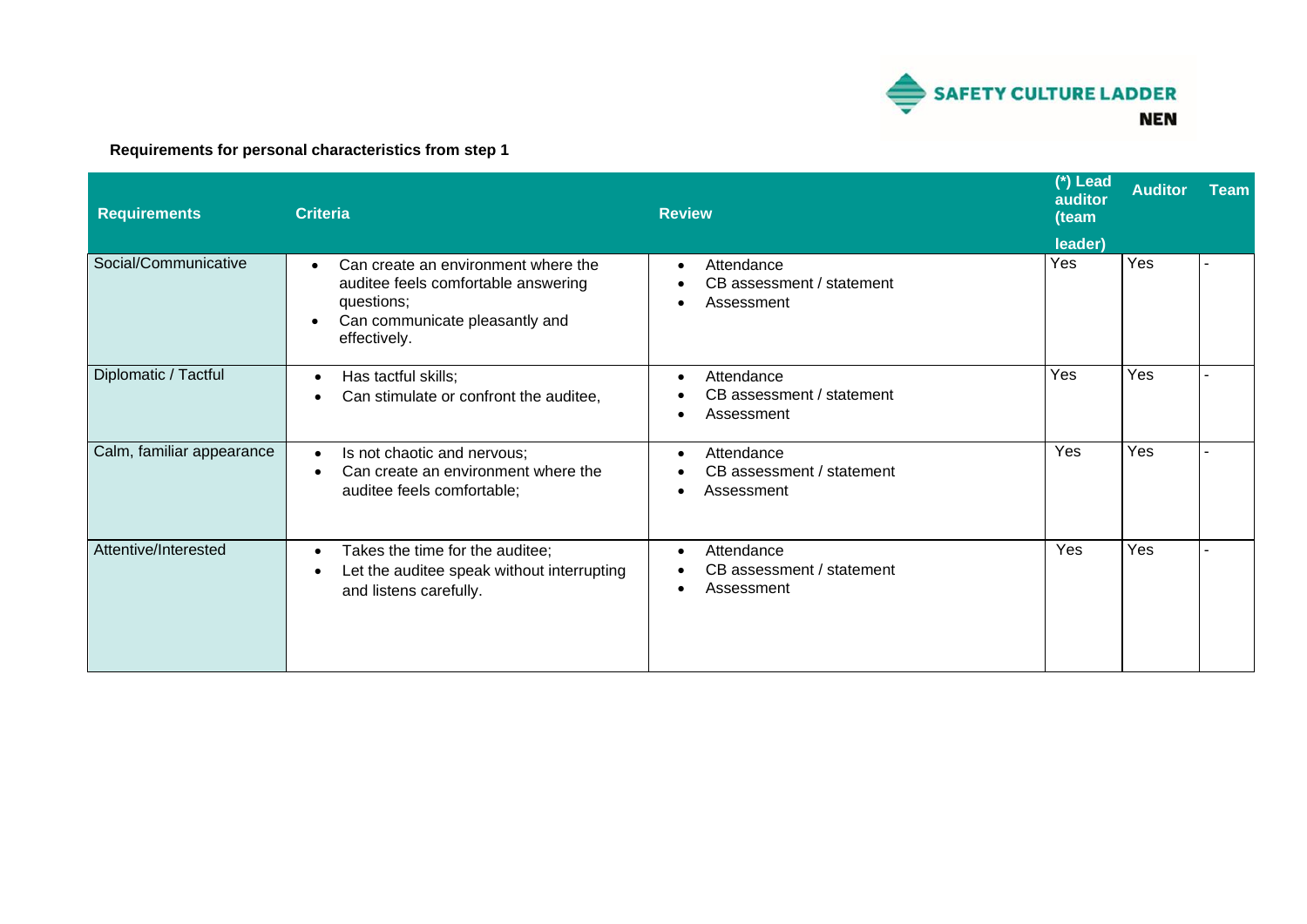**Requirements for personal characteristics from step 1**

| Requirements | Criteria | Review | (*) Lead auditor (team leader) | Auditor | Team |
|---|---|---|---|---|---|
| Social/Communicative | • Can create an environment where the auditee feels comfortable answering questions;<br>• Can communicate pleasantly and effectively. | • Attendance<br>• CB assessment / statement<br>• Assessment | Yes | Yes | - |
| Diplomatic / Tactful | • Has tactful skills;<br>• Can stimulate or confront the auditee, | • Attendance<br>• CB assessment / statement<br>• Assessment | Yes | Yes | - |
| Calm, familiar appearance | • Is not chaotic and nervous;<br>• Can create an environment where the auditee feels comfortable; | • Attendance<br>• CB assessment / statement<br>• Assessment | Yes | Yes | - |
| Attentive/Interested | • Takes the time for the auditee;<br>• Let the auditee speak without interrupting and listens carefully. | • Attendance<br>• CB assessment / statement<br>• Assessment | Yes | Yes | - |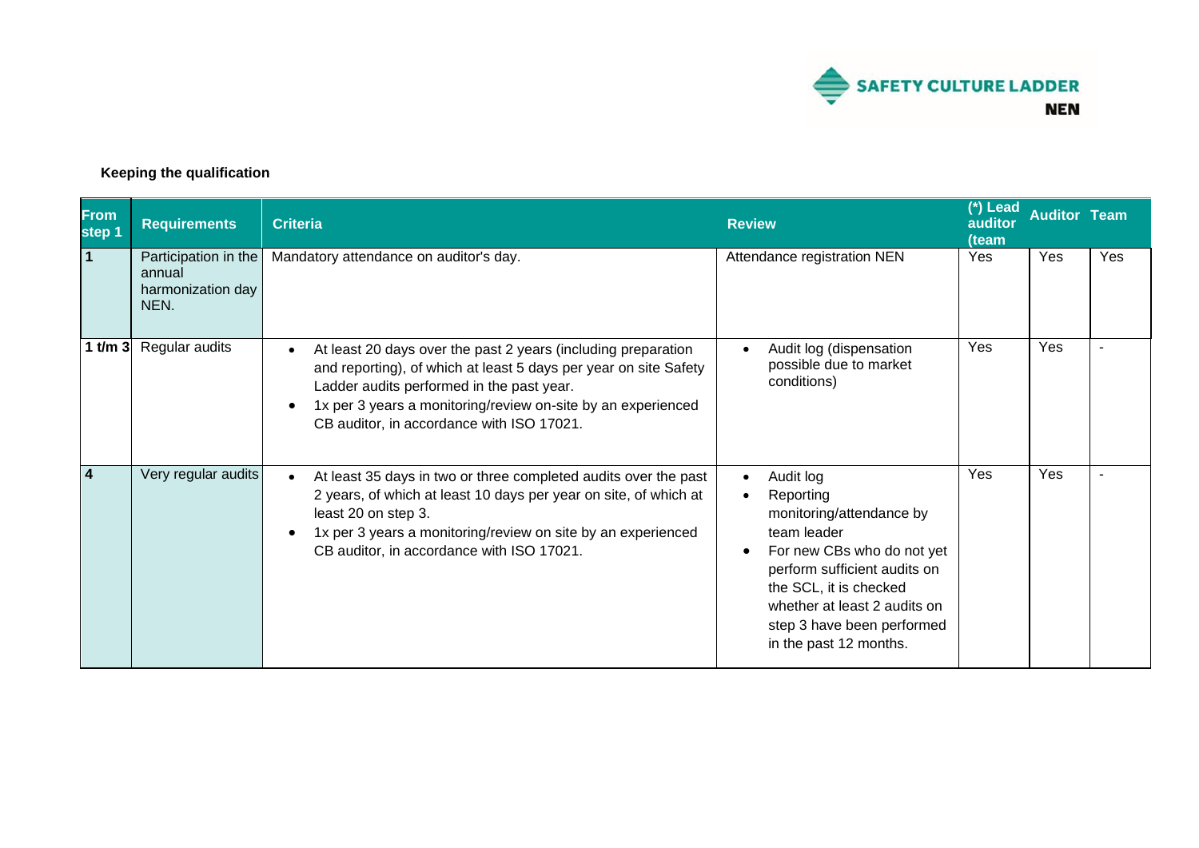**Keeping the qualification**

| From step 1 | Requirements | Criteria | Review | (*) Lead auditor (team | Auditor | Team |
|---|---|---|---|---|---|---|
| **1** | Participation in the annual harmonization day NEN. | Mandatory attendance on auditor's day. | Attendance registration NEN | Yes | Yes | Yes |
| **1 t/m 3** | Regular audits | • At least 20 days over the past 2 years (including preparation and reporting), of which at least 5 days per year on site Safety Ladder audits performed in the past year.<br>• 1x per 3 years a monitoring/review on-site by an experienced CB auditor, in accordance with ISO 17021. | • Audit log (dispensation possible due to market conditions) | Yes | Yes | - |
| **4** | Very regular audits | • At least 35 days in two or three completed audits over the past 2 years, of which at least 10 days per year on site, of which at least 20 on step 3.<br>• 1x per 3 years a monitoring/review on site by an experienced CB auditor, in accordance with ISO 17021. | • Audit log<br>• Reporting monitoring/attendance by team leader<br>• For new CBs who do not yet perform sufficient audits on the SCL, it is checked whether at least 2 audits on step 3 have been performed in the past 12 months. | Yes | Yes | - |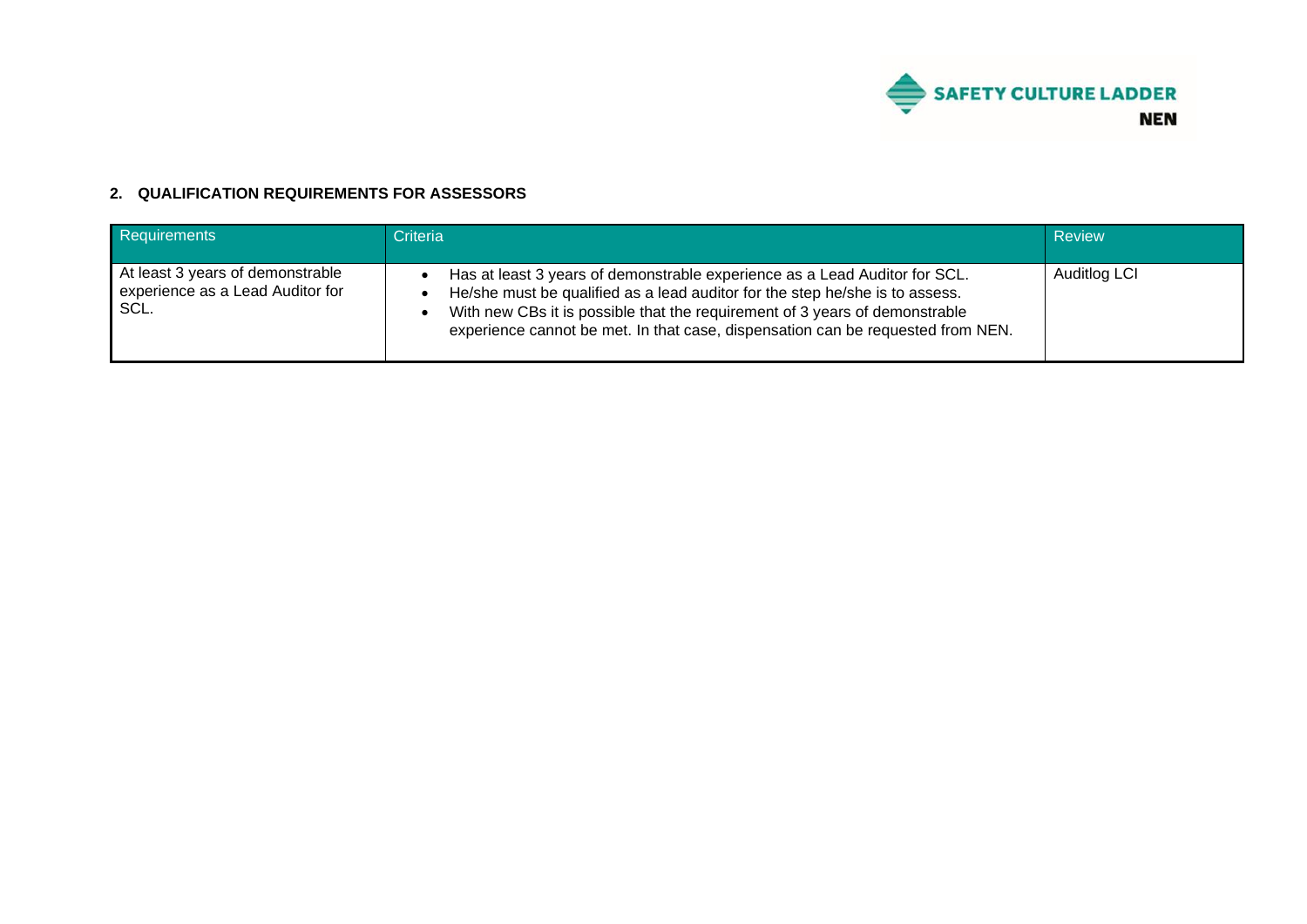## 2. QUALIFICATION REQUIREMENTS FOR ASSESSORS

| Requirements | Criteria | Review |
|---|---|---|
| At least 3 years of demonstrable experience as a Lead Auditor for SCL. | • Has at least 3 years of demonstrable experience as a Lead Auditor for SCL.<br>• He/she must be qualified as a lead auditor for the step he/she is to assess.<br>• With new CBs it is possible that the requirement of 3 years of demonstrable experience cannot be met. In that case, dispensation can be requested from NEN. | Auditlog LCI |